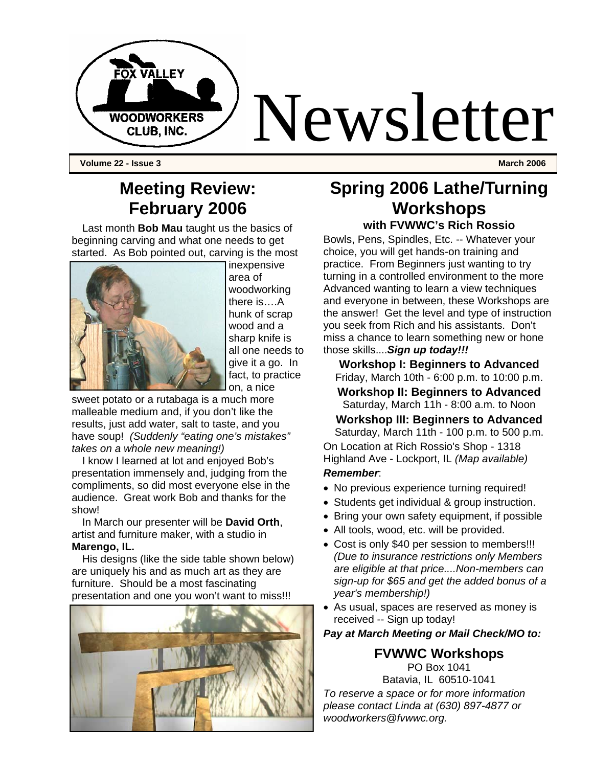# Newsletter

Fox Valley Woodworkers Club, Inc.

**Volume 22 - Issue 3** **March 2006**

## Meeting Review: February 2006

Last month **Bob Mau** taught us the basics of beginning carving and what one needs to get started. As Bob pointed out, carving is the most inexpensive area of woodworking there is….A hunk of scrap wood and a sharp knife is all one needs to give it a go. In fact, to practice on, a nice sweet potato or a rutabaga is a much more malleable medium and, if you don't like the results, just add water, salt to taste, and you have soup! *(Suddenly "eating one's mistakes" takes on a whole new meaning!)*

I know I learned at lot and enjoyed Bob's presentation immensely and, judging from the compliments, so did most everyone else in the audience. Great work Bob and thanks for the show!

In March our presenter will be **David Orth**, artist and furniture maker, with a studio in **Marengo, IL.**

His designs (like the side table shown below) are uniquely his and as much art as they are furniture. Should be a most fascinating presentation and one you won't want to miss!!!

## Spring 2006 Lathe/Turning Workshops

### with FVWWC's Rich Rossio

Bowls, Pens, Spindles, Etc. -- Whatever your choice, you will get hands-on training and practice. From Beginners just wanting to try turning in a controlled environment to the more Advanced wanting to learn a view techniques and everyone in between, these Workshops are the answer! Get the level and type of instruction you seek from Rich and his assistants. Don't miss a chance to learn something new or hone those skills....***Sign up today!!!***

**Workshop I: Beginners to Advanced**
Friday, March 10th - 6:00 p.m. to 10:00 p.m.

**Workshop II: Beginners to Advanced**
Saturday, March 11h - 8:00 a.m. to Noon

**Workshop III: Beginners to Advanced**
Saturday, March 11th - 100 p.m. to 500 p.m.

On Location at Rich Rossio's Shop - 1318 Highland Ave - Lockport, IL *(Map available)*

***Remember***:

- No previous experience turning required!
- Students get individual & group instruction.
- Bring your own safety equipment, if possible
- All tools, wood, etc. will be provided.
- Cost is only $40 per session to members!!! *(Due to insurance restrictions only Members are eligible at that price....Non-members can sign-up for $65 and get the added bonus of a year's membership!)*
- As usual, spaces are reserved as money is received -- Sign up today!

***Pay at March Meeting or Mail Check/MO to:***

**FVWWC Workshops**
PO Box 1041
Batavia, IL 60510-1041

*To reserve a space or for more information please contact Linda at (630) 897-4877 or woodworkers@fvwwc.org.*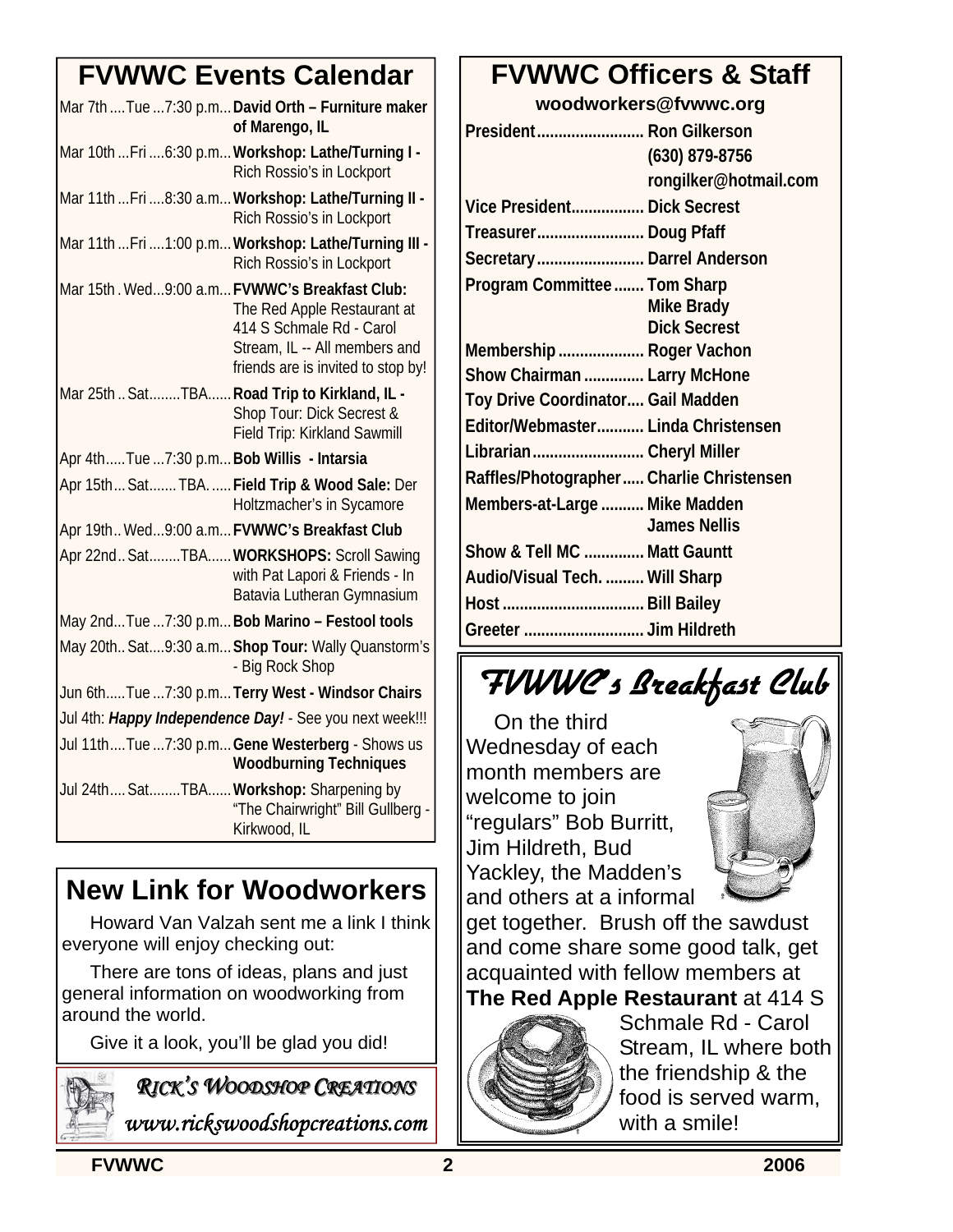## FVWWC Events Calendar

| | | | |
|---|---|---|---|
| Mar 7th | Tue | 7:30 p.m. | **David Orth – Furniture maker of Marengo, IL** |
| Mar 10th | Fri | 6:30 p.m. | **Workshop: Lathe/Turning I -** Rich Rossio's in Lockport |
| Mar 11th | Fri | 8:30 a.m. | **Workshop: Lathe/Turning II -** Rich Rossio's in Lockport |
| Mar 11th | Fri | 1:00 p.m. | **Workshop: Lathe/Turning III -** Rich Rossio's in Lockport |
| Mar 15th | Wed | 9:00 a.m. | **FVWWC's Breakfast Club:** The Red Apple Restaurant at 414 S Schmale Rd - Carol Stream, IL -- All members and friends are is invited to stop by! |
| Mar 25th | Sat | TBA | **Road Trip to Kirkland, IL -** Shop Tour: Dick Secrest & Field Trip: Kirkland Sawmill |
| Apr 4th | Tue | 7:30 p.m. | **Bob Willis - Intarsia** |
| Apr 15th | Sat | TBA. | **Field Trip & Wood Sale:** Der Holtzmacher's in Sycamore |
| Apr 19th | Wed | 9:00 a.m. | **FVWWC's Breakfast Club** |
| Apr 22nd | Sat | TBA | **WORKSHOPS:** Scroll Sawing with Pat Lapori & Friends - In Batavia Lutheran Gymnasium |
| May 2nd | Tue | 7:30 p.m. | **Bob Marino – Festool tools** |
| May 20th | Sat | 9:30 a.m. | **Shop Tour:** Wally Quanstorm's - Big Rock Shop |
| Jun 6th | Tue | 7:30 p.m. | **Terry West - Windsor Chairs** |
| Jul 4th: ***Happy Independence Day!*** - See you next week!!! | | | |
| Jul 11th | Tue | 7:30 p.m. | **Gene Westerberg** - Shows us **Woodburning Techniques** |
| Jul 24th | Sat | TBA | **Workshop:** Sharpening by "The Chairwright" Bill Gullberg - Kirkwood, IL |

## New Link for Woodworkers

Howard Van Valzah sent me a link I think everyone will enjoy checking out:

There are tons of ideas, plans and just general information on woodworking from around the world.

Give it a look, you'll be glad you did!

*RICK'S WOODSHOP CREATIONS*

*www.rickswoodshopcreations.com*

## FVWWC Officers & Staff

**woodworkers@fvwwc.org**

| | |
|---|---|
| **President** | **Ron Gilkerson**<br>**(630) 879-8756**<br>**rongilker@hotmail.com** |
| **Vice President** | **Dick Secrest** |
| **Treasurer** | **Doug Pfaff** |
| **Secretary** | **Darrel Anderson** |
| **Program Committee** | **Tom Sharp**<br>**Mike Brady**<br>**Dick Secrest** |
| **Membership** | **Roger Vachon** |
| **Show Chairman** | **Larry McHone** |
| **Toy Drive Coordinator** | **Gail Madden** |
| **Editor/Webmaster** | **Linda Christensen** |
| **Librarian** | **Cheryl Miller** |
| **Raffles/Photographer** | **Charlie Christensen** |
| **Members-at-Large** | **Mike Madden**<br>**James Nellis** |
| **Show & Tell MC** | **Matt Gauntt** |
| **Audio/Visual Tech.** | **Will Sharp** |
| **Host** | **Bill Bailey** |
| **Greeter** | **Jim Hildreth** |

## *FVWWC's Breakfast Club*

On the third Wednesday of each month members are welcome to join "regulars" Bob Burritt, Jim Hildreth, Bud Yackley, the Madden's and others at a informal get together. Brush off the sawdust and come share some good talk, get acquainted with fellow members at **The Red Apple Restaurant** at 414 S Schmale Rd - Carol Stream, IL where both the friendship & the food is served warm, with a smile!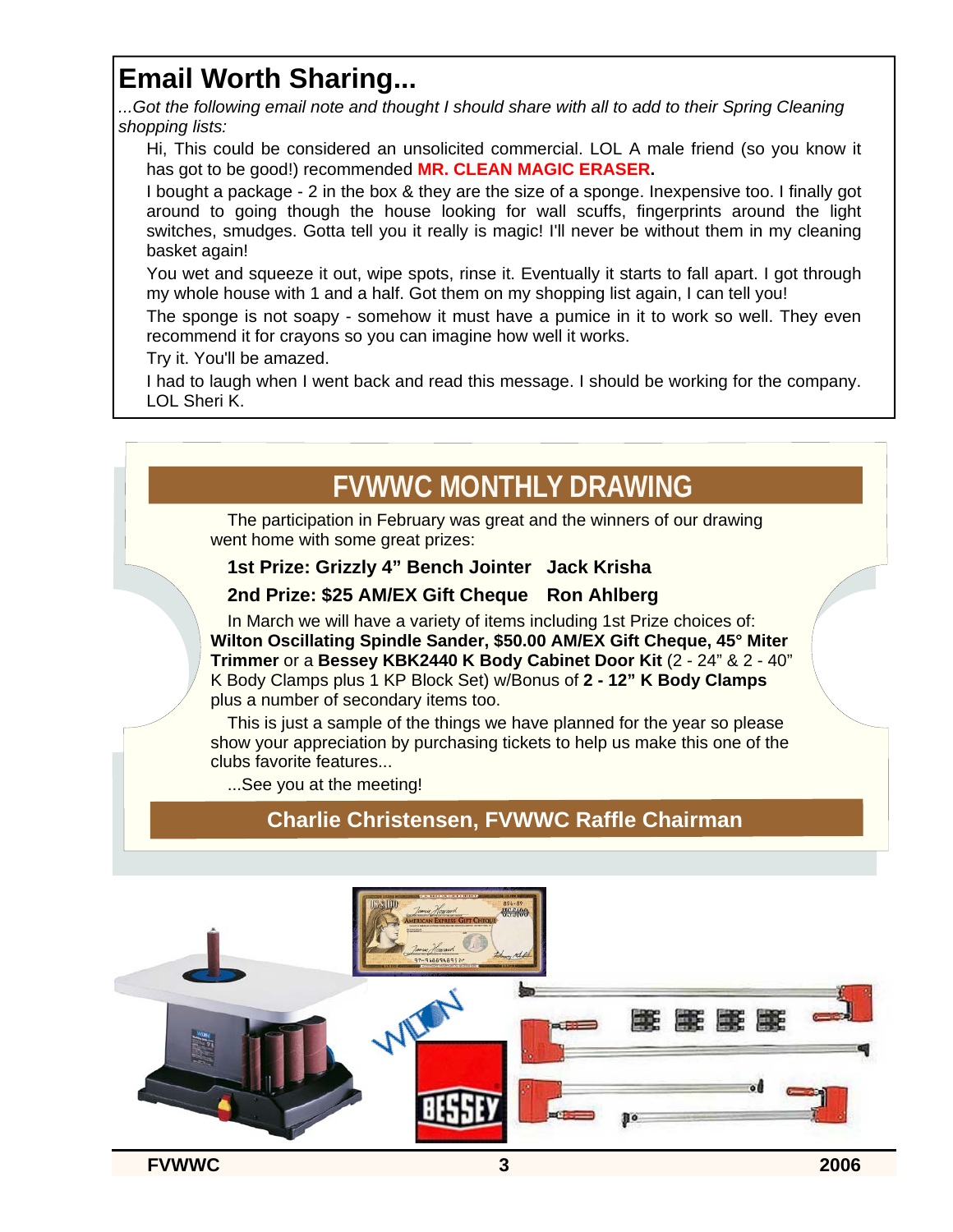# Email Worth Sharing...

*...Got the following email note and thought I should share with all to add to their Spring Cleaning shopping lists:*

Hi, This could be considered an unsolicited commercial. LOL A male friend (so you know it has got to be good!) recommended **MR. CLEAN MAGIC ERASER.**

I bought a package - 2 in the box & they are the size of a sponge. Inexpensive too. I finally got around to going though the house looking for wall scuffs, fingerprints around the light switches, smudges. Gotta tell you it really is magic! I'll never be without them in my cleaning basket again!

You wet and squeeze it out, wipe spots, rinse it. Eventually it starts to fall apart. I got through my whole house with 1 and a half. Got them on my shopping list again, I can tell you!

The sponge is not soapy - somehow it must have a pumice in it to work so well. They even recommend it for crayons so you can imagine how well it works.

Try it. You'll be amazed.

I had to laugh when I went back and read this message. I should be working for the company. LOL Sheri K.

## FVWWC MONTHLY DRAWING

The participation in February was great and the winners of our drawing went home with some great prizes:

**1st Prize: Grizzly 4" Bench Jointer   Jack Krisha**

**2nd Prize: $25 AM/EX Gift Cheque   Ron Ahlberg**

In March we will have a variety of items including 1st Prize choices of: **Wilton Oscillating Spindle Sander, $50.00 AM/EX Gift Cheque, 45° Miter Trimmer** or a **Bessey KBK2440 K Body Cabinet Door Kit** (2 - 24" & 2 - 40" K Body Clamps plus 1 KP Block Set) w/Bonus of **2 - 12" K Body Clamps** plus a number of secondary items too.

This is just a sample of the things we have planned for the year so please show your appreciation by purchasing tickets to help us make this one of the clubs favorite features...

...See you at the meeting!

**Charlie Christensen, FVWWC Raffle Chairman**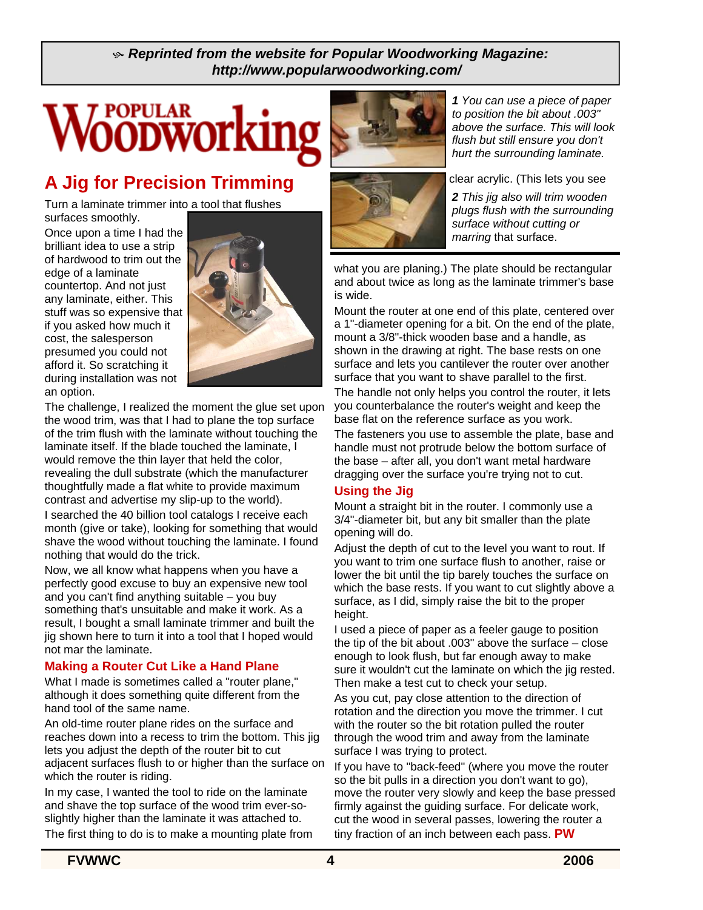*Reprinted from the website for Popular Woodworking Magazine: http://www.popularwoodworking.com/*

# A Jig for Precision Trimming

Turn a laminate trimmer into a tool that flushes surfaces smoothly.

Once upon a time I had the brilliant idea to use a strip of hardwood to trim out the edge of a laminate countertop. And not just any laminate, either. This stuff was so expensive that if you asked how much it cost, the salesperson presumed you could not afford it. So scratching it during installation was not an option.

The challenge, I realized the moment the glue set upon the wood trim, was that I had to plane the top surface of the trim flush with the laminate without touching the laminate itself. If the blade touched the laminate, I would remove the thin layer that held the color, revealing the dull substrate (which the manufacturer thoughtfully made a flat white to provide maximum contrast and advertise my slip-up to the world).

I searched the 40 billion tool catalogs I receive each month (give or take), looking for something that would shave the wood without touching the laminate. I found nothing that would do the trick.

Now, we all know what happens when you have a perfectly good excuse to buy an expensive new tool and you can't find anything suitable – you buy something that's unsuitable and make it work. As a result, I bought a small laminate trimmer and built the jig shown here to turn it into a tool that I hoped would not mar the laminate.

## Making a Router Cut Like a Hand Plane

What I made is sometimes called a "router plane," although it does something quite different from the hand tool of the same name.

An old-time router plane rides on the surface and reaches down into a recess to trim the bottom. This jig lets you adjust the depth of the router bit to cut adjacent surfaces flush to or higher than the surface on which the router is riding.

In my case, I wanted the tool to ride on the laminate and shave the top surface of the wood trim ever-so-slightly higher than the laminate it was attached to.

The first thing to do is to make a mounting plate from clear acrylic. (This lets you see what you are planing.) The plate should be rectangular and about twice as long as the laminate trimmer's base is wide.

*1 You can use a piece of paper to position the bit about .003" above the surface. This will look flush but still ensure you don't hurt the surrounding laminate.*

*2 This jig also will trim wooden plugs flush with the surrounding surface without cutting or marring* that surface.

Mount the router at one end of this plate, centered over a 1"-diameter opening for a bit. On the end of the plate, mount a 3/8"-thick wooden base and a handle, as shown in the drawing at right. The base rests on one surface and lets you cantilever the router over another surface that you want to shave parallel to the first.

The handle not only helps you control the router, it lets you counterbalance the router's weight and keep the base flat on the reference surface as you work.

The fasteners you use to assemble the plate, base and handle must not protrude below the bottom surface of the base – after all, you don't want metal hardware dragging over the surface you're trying not to cut.

## Using the Jig

Mount a straight bit in the router. I commonly use a 3/4"-diameter bit, but any bit smaller than the plate opening will do.

Adjust the depth of cut to the level you want to rout. If you want to trim one surface flush to another, raise or lower the bit until the tip barely touches the surface on which the base rests. If you want to cut slightly above a surface, as I did, simply raise the bit to the proper height.

I used a piece of paper as a feeler gauge to position the tip of the bit about .003" above the surface – close enough to look flush, but far enough away to make sure it wouldn't cut the laminate on which the jig rested. Then make a test cut to check your setup.

As you cut, pay close attention to the direction of rotation and the direction you move the trimmer. I cut with the router so the bit rotation pulled the router through the wood trim and away from the laminate surface I was trying to protect.

If you have to "back-feed" (where you move the router so the bit pulls in a direction you don't want to go), move the router very slowly and keep the base pressed firmly against the guiding surface. For delicate work, cut the wood in several passes, lowering the router a tiny fraction of an inch between each pass. **PW**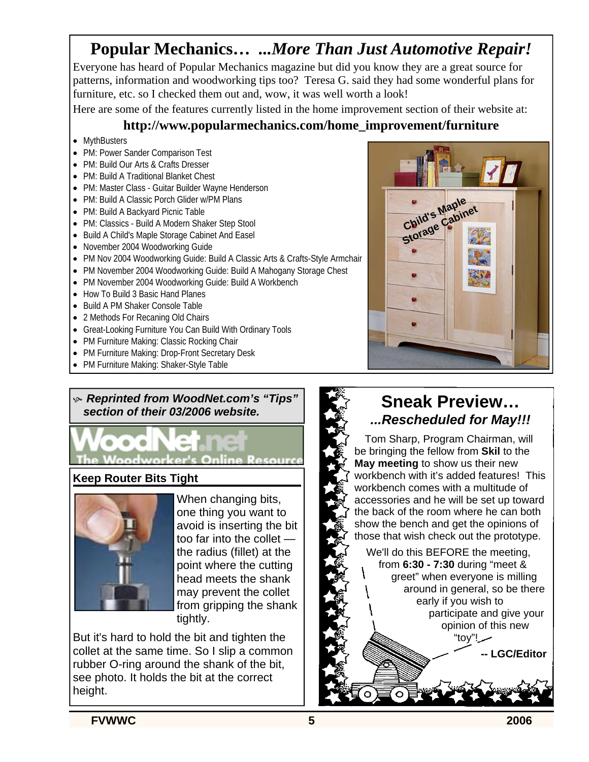# Popular Mechanics… *...More Than Just Automotive Repair!*

Everyone has heard of Popular Mechanics magazine but did you know they are a great source for patterns, information and woodworking tips too? Teresa G. said they had some wonderful plans for furniture, etc. so I checked them out and, wow, it was well worth a look!

Here are some of the features currently listed in the home improvement section of their website at:

**http://www.popularmechanics.com/home_improvement/furniture**

- MythBusters
- PM: Power Sander Comparison Test
- PM: Build Our Arts & Crafts Dresser
- PM: Build A Traditional Blanket Chest
- PM: Master Class - Guitar Builder Wayne Henderson
- PM: Build A Classic Porch Glider w/PM Plans
- PM: Build A Backyard Picnic Table
- PM: Classics - Build A Modern Shaker Step Stool
- Build A Child's Maple Storage Cabinet And Easel
- November 2004 Woodworking Guide
- PM Nov 2004 Woodworking Guide: Build A Classic Arts & Crafts-Style Armchair
- PM November 2004 Woodworking Guide: Build A Mahogany Storage Chest
- PM November 2004 Woodworking Guide: Build A Workbench
- How To Build 3 Basic Hand Planes
- Build A PM Shaker Console Table
- 2 Methods For Recaning Old Chairs
- Great-Looking Furniture You Can Build With Ordinary Tools
- PM Furniture Making: Classic Rocking Chair
- PM Furniture Making: Drop-Front Secretary Desk
- PM Furniture Making: Shaker-Style Table

Child's Maple Storage Cabinet

***Reprinted from WoodNet.com's "Tips" section of their 03/2006 website.***

WoodNet.net — The Woodworker's Online Resource

## Keep Router Bits Tight

When changing bits, one thing you want to avoid is inserting the bit too far into the collet — the radius (fillet) at the point where the cutting head meets the shank may prevent the collet from gripping the shank tightly.

But it's hard to hold the bit and tighten the collet at the same time. So I slip a common rubber O-ring around the shank of the bit, see photo. It holds the bit at the correct height.

## Sneak Preview…
### *...Rescheduled for May!!!*

Tom Sharp, Program Chairman, will be bringing the fellow from **Skil** to the **May meeting** to show us their new workbench with it's added features! This workbench comes with a multitude of accessories and he will be set up toward the back of the room where he can both show the bench and get the opinions of those that wish check out the prototype.

We'll do this BEFORE the meeting, from **6:30 - 7:30** during "meet & greet" when everyone is milling around in general, so be there early if you wish to participate and give your opinion of this new "toy"!

**-- LGC/Editor**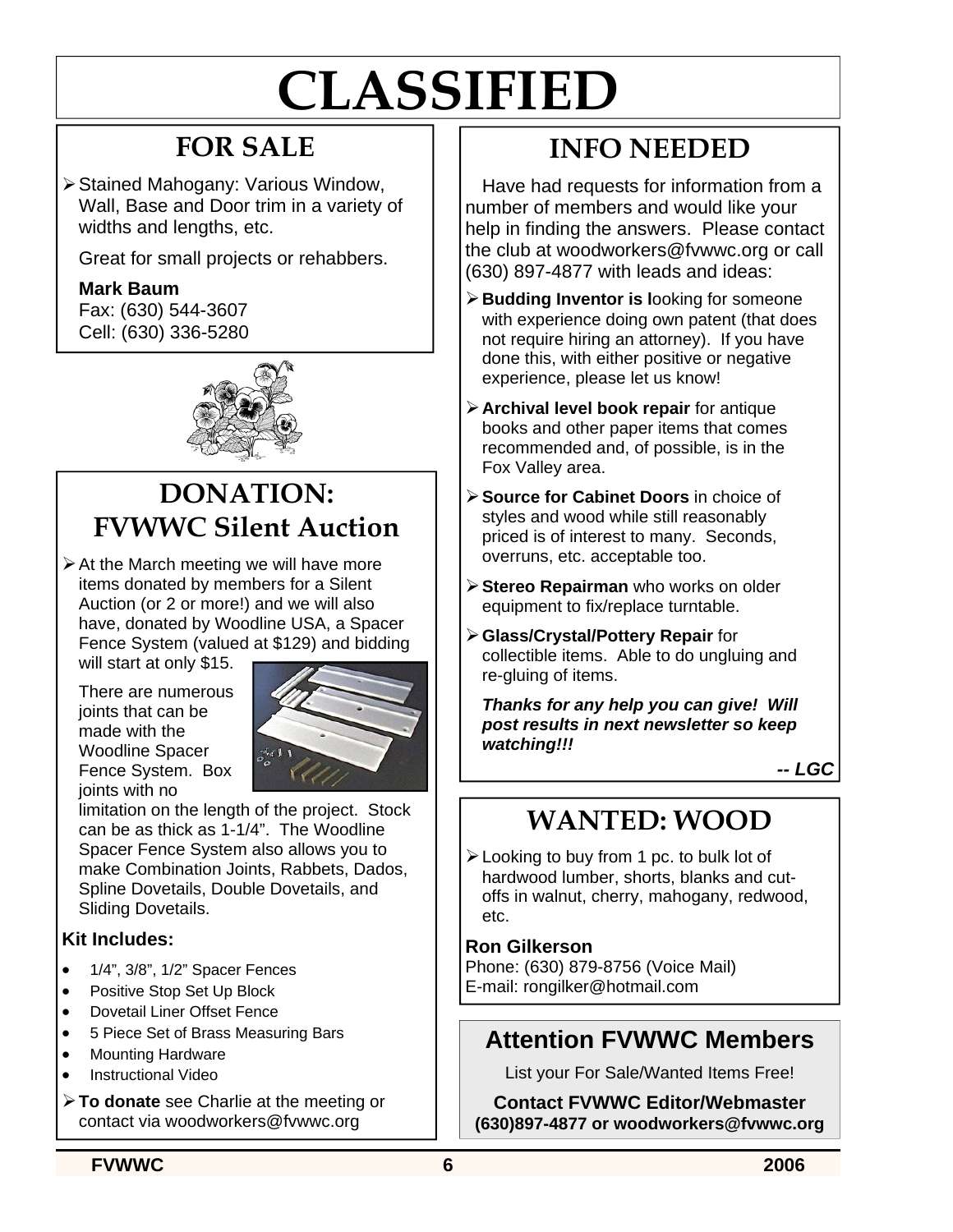# CLASSIFIED

## FOR SALE

- Stained Mahogany: Various Window, Wall, Base and Door trim in a variety of widths and lengths, etc.

  Great for small projects or rehabbers.

  **Mark Baum**
  Fax: (630) 544-3607
  Cell: (630) 336-5280

## DONATION: FVWWC Silent Auction

- At the March meeting we will have more items donated by members for a Silent Auction (or 2 or more!) and we will also have, donated by Woodline USA, a Spacer Fence System (valued at $129) and bidding will start at only $15.

  There are numerous joints that can be made with the Woodline Spacer Fence System. Box joints with no limitation on the length of the project. Stock can be as thick as 1-1/4". The Woodline Spacer Fence System also allows you to make Combination Joints, Rabbets, Dados, Spline Dovetails, Double Dovetails, and Sliding Dovetails.

**Kit Includes:**

- 1/4", 3/8", 1/2" Spacer Fences
- Positive Stop Set Up Block
- Dovetail Liner Offset Fence
- 5 Piece Set of Brass Measuring Bars
- Mounting Hardware
- Instructional Video

- **To donate** see Charlie at the meeting or contact via woodworkers@fvwwc.org

## INFO NEEDED

Have had requests for information from a number of members and would like your help in finding the answers. Please contact the club at woodworkers@fvwwc.org or call (630) 897-4877 with leads and ideas:

- **Budding Inventor is l**ooking for someone with experience doing own patent (that does not require hiring an attorney). If you have done this, with either positive or negative experience, please let us know!
- **Archival level book repair** for antique books and other paper items that comes recommended and, of possible, is in the Fox Valley area.
- **Source for Cabinet Doors** in choice of styles and wood while still reasonably priced is of interest to many. Seconds, overruns, etc. acceptable too.
- **Stereo Repairman** who works on older equipment to fix/replace turntable.
- **Glass/Crystal/Pottery Repair** for collectible items. Able to do ungluing and re-gluing of items.

***Thanks for any help you can give! Will post results in next newsletter so keep watching!!!***

***-- LGC***

## WANTED: WOOD

- Looking to buy from 1 pc. to bulk lot of hardwood lumber, shorts, blanks and cut-offs in walnut, cherry, mahogany, redwood, etc.

**Ron Gilkerson**
Phone: (630) 879-8756 (Voice Mail)
E-mail: rongilker@hotmail.com

## Attention FVWWC Members

List your For Sale/Wanted Items Free!

**Contact FVWWC Editor/Webmaster**
**(630)897-4877 or woodworkers@fvwwc.org**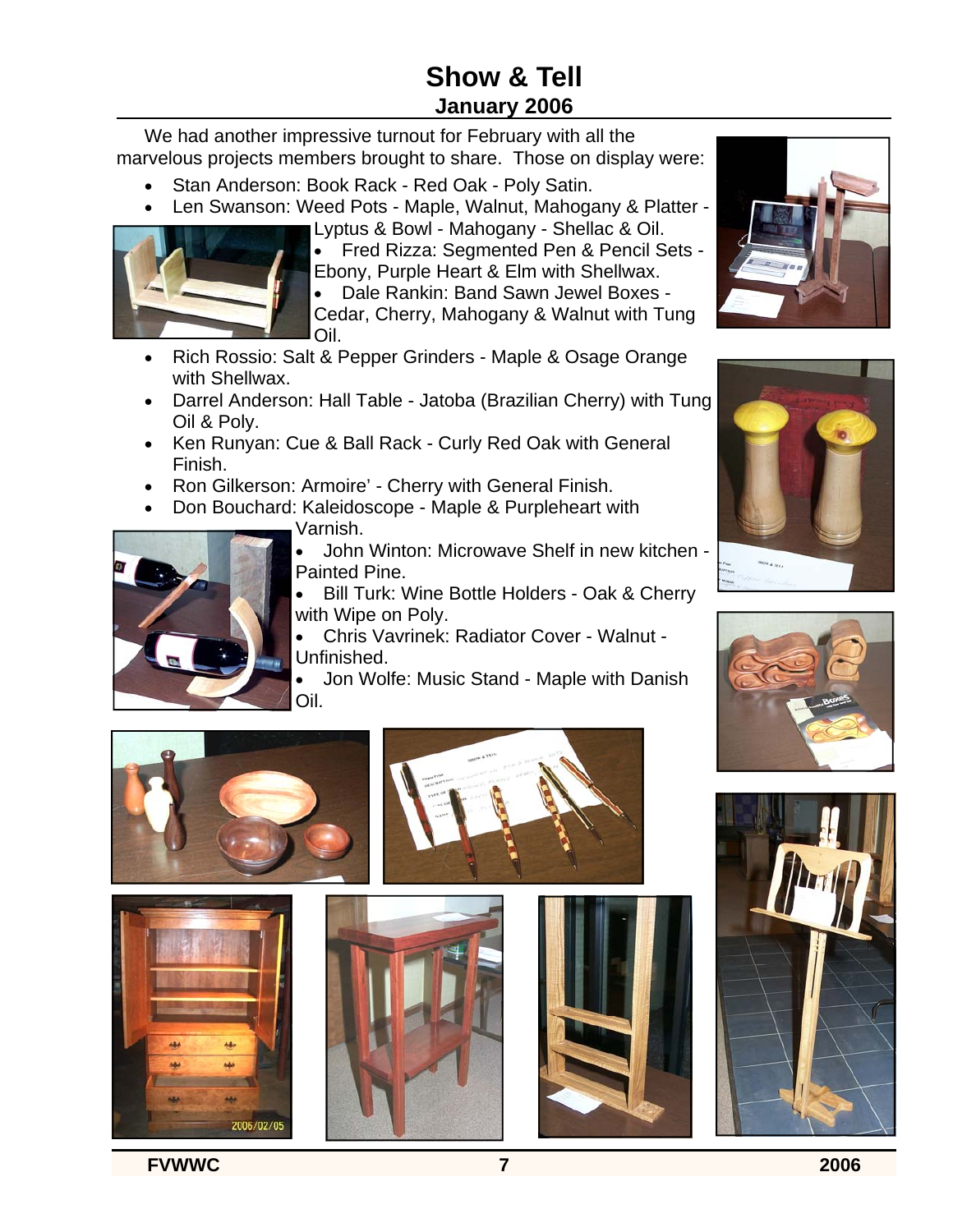# Show & Tell

## January 2006

We had another impressive turnout for February with all the marvelous projects members brought to share. Those on display were:

- Stan Anderson: Book Rack - Red Oak - Poly Satin.
- Len Swanson: Weed Pots - Maple, Walnut, Mahogany & Platter - Lyptus & Bowl - Mahogany - Shellac & Oil.
- Fred Rizza: Segmented Pen & Pencil Sets - Ebony, Purple Heart & Elm with Shellwax.
- Dale Rankin: Band Sawn Jewel Boxes - Cedar, Cherry, Mahogany & Walnut with Tung Oil.
- Rich Rossio: Salt & Pepper Grinders - Maple & Osage Orange with Shellwax.
- Darrel Anderson: Hall Table - Jatoba (Brazilian Cherry) with Tung Oil & Poly.
- Ken Runyan: Cue & Ball Rack - Curly Red Oak with General Finish.
- Ron Gilkerson: Armoire' - Cherry with General Finish.
- Don Bouchard: Kaleidoscope - Maple & Purpleheart with Varnish.
- John Winton: Microwave Shelf in new kitchen - Painted Pine.
- Bill Turk: Wine Bottle Holders - Oak & Cherry with Wipe on Poly.
- Chris Vavrinek: Radiator Cover - Walnut - Unfinished.
- Jon Wolfe: Music Stand - Maple with Danish Oil.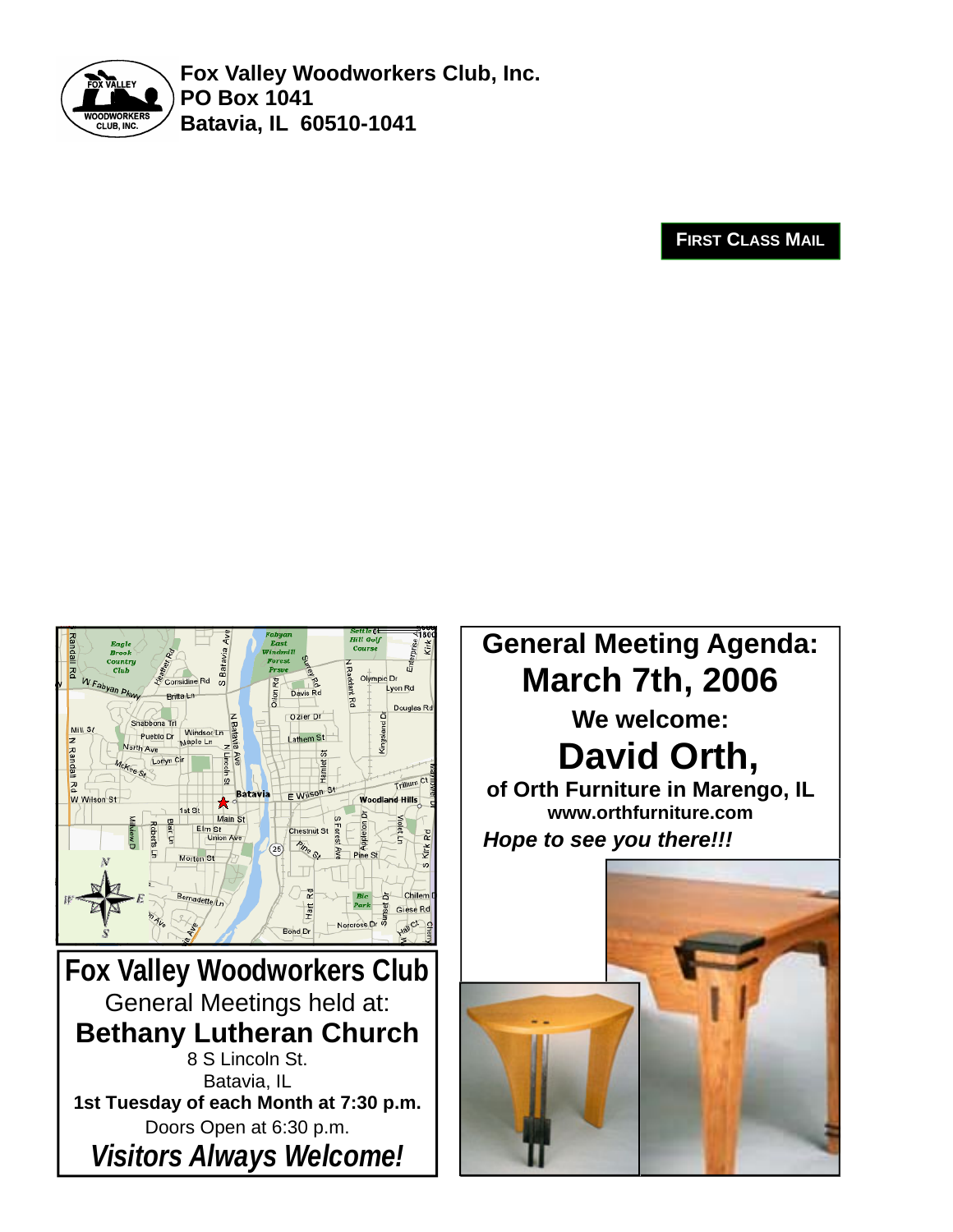**Fox Valley Woodworkers Club, Inc.**
**PO Box 1041**
**Batavia, IL 60510-1041**

**FIRST CLASS MAIL**

# Fox Valley Woodworkers Club

General Meetings held at:

**Bethany Lutheran Church**

8 S Lincoln St.

Batavia, IL

**1st Tuesday of each Month at 7:30 p.m.**

Doors Open at 6:30 p.m.

***Visitors Always Welcome!***

## General Meeting Agenda:

# March 7th, 2006

**We welcome:**

# David Orth,

**of Orth Furniture in Marengo, IL**

**www.orthfurniture.com**

***Hope to see you there!!!***